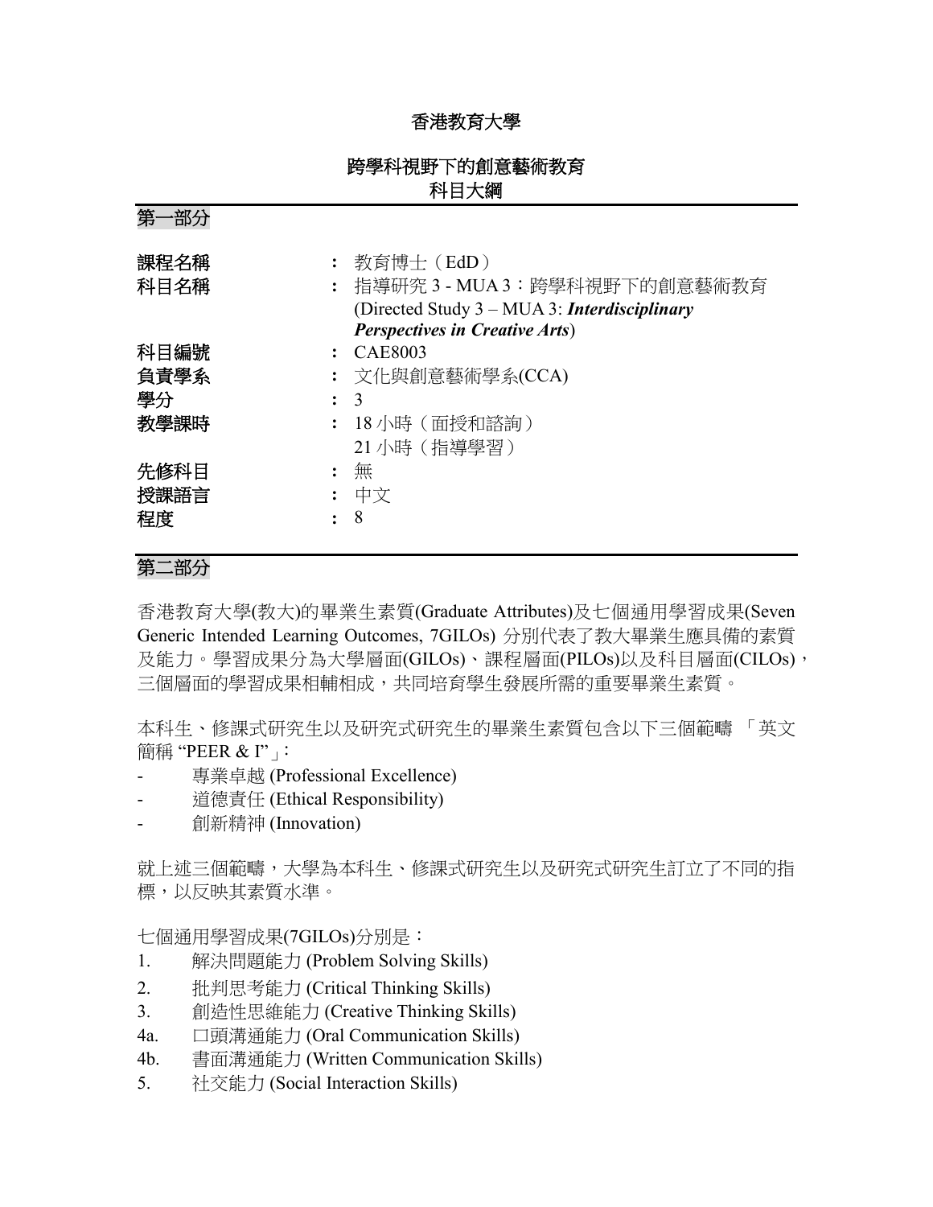# 香港教育大學

## 跨學科視野下的創意藝術教育
## 科目大綱

### 第一部分

| | | |
|---|---|---|
| 課程名稱 | : | 教育博士（EdD） |
| 科目名稱 | : | 指導研究 3 - MUA 3：跨學科視野下的創意藝術教育 (Directed Study 3 – MUA 3: ***Interdisciplinary Perspectives in Creative Arts***) |
| 科目編號 | : | CAE8003 |
| 負責學系 | : | 文化與創意藝術學系(CCA) |
| 學分 | : | 3 |
| 教學課時 | : | 18 小時（面授和諮詢）<br>21 小時（指導學習） |
| 先修科目 | : | 無 |
| 授課語言 | : | 中文 |
| 程度 | : | 8 |

### 第二部分

香港教育大學(教大)的畢業生素質(Graduate Attributes)及七個通用學習成果(Seven Generic Intended Learning Outcomes, 7GILOs) 分別代表了教大畢業生應具備的素質及能力。學習成果分為大學層面(GILOs)、課程層面(PILOs)以及科目層面(CILOs)，三個層面的學習成果相輔相成，共同培育學生發展所需的重要畢業生素質。

本科生、修課式研究生以及研究式研究生的畢業生素質包含以下三個範疇 「英文簡稱 "PEER & I"」：

- 專業卓越 (Professional Excellence)
- 道德責任 (Ethical Responsibility)
- 創新精神 (Innovation)

就上述三個範疇，大學為本科生、修課式研究生以及研究式研究生訂立了不同的指標，以反映其素質水準。

七個通用學習成果(7GILOs)分別是：

1. 解決問題能力 (Problem Solving Skills)
2. 批判思考能力 (Critical Thinking Skills)
3. 創造性思維能力 (Creative Thinking Skills)

4a. 口頭溝通能力 (Oral Communication Skills)

4b. 書面溝通能力 (Written Communication Skills)

5. 社交能力 (Social Interaction Skills)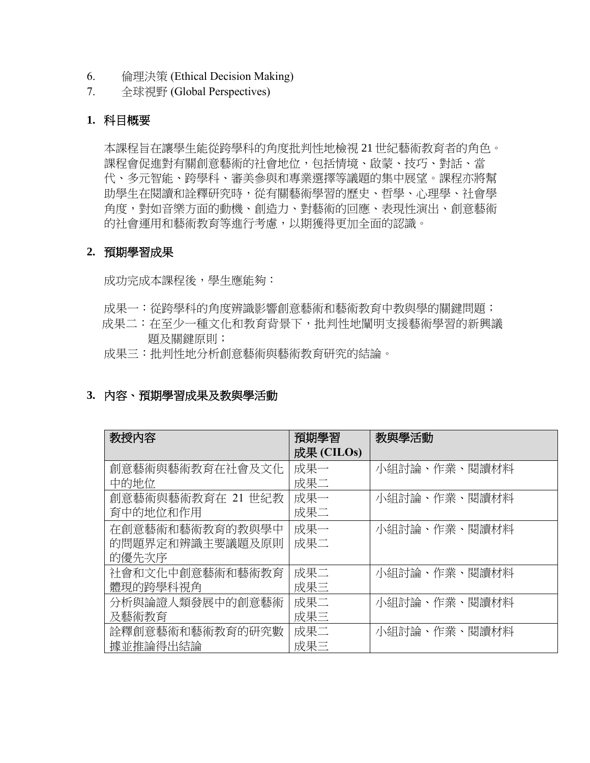6. 倫理決策 (Ethical Decision Making)
7. 全球視野 (Global Perspectives)

## 1. 科目概要

本課程旨在讓學生能從跨學科的角度批判性地檢視 21 世紀藝術教育者的角色。課程會促進對有關創意藝術的社會地位，包括情境、啟蒙、技巧、對話、當代、多元智能、跨學科、審美參與和專業選擇等議題的集中展望。課程亦將幫助學生在閱讀和詮釋研究時，從有關藝術學習的歷史、哲學、心理學、社會學角度，對如音樂方面的動機、創造力、對藝術的回應、表現性演出、創意藝術的社會運用和藝術教育等進行考慮，以期獲得更加全面的認識。

## 2. 預期學習成果

成功完成本課程後，學生應能夠：

成果一：從跨學科的角度辨識影響創意藝術和藝術教育中教與學的關鍵問題；
成果二：在至少一種文化和教育背景下，批判性地闡明支援藝術學習的新興議題及關鍵原則；
成果三：批判性地分析創意藝術與藝術教育研究的結論。

## 3. 內容、預期學習成果及教與學活動

| 教授內容 | 預期學習成果 (CILOs) | 教與學活動 |
|---|---|---|
| 創意藝術與藝術教育在社會及文化中的地位 | 成果一<br>成果二 | 小組討論、作業、閱讀材料 |
| 創意藝術與藝術教育在 21 世紀教育中的地位和作用 | 成果一<br>成果二 | 小組討論、作業、閱讀材料 |
| 在創意藝術和藝術教育的教與學中的問題界定和辨識主要議題及原則的優先次序 | 成果一<br>成果二 | 小組討論、作業、閱讀材料 |
| 社會和文化中創意藝術和藝術教育體現的跨學科視角 | 成果二<br>成果三 | 小組討論、作業、閱讀材料 |
| 分析與論證人類發展中的創意藝術及藝術教育 | 成果二<br>成果三 | 小組討論、作業、閱讀材料 |
| 詮釋創意藝術和藝術教育的研究數據並推論得出結論 | 成果二<br>成果三 | 小組討論、作業、閱讀材料 |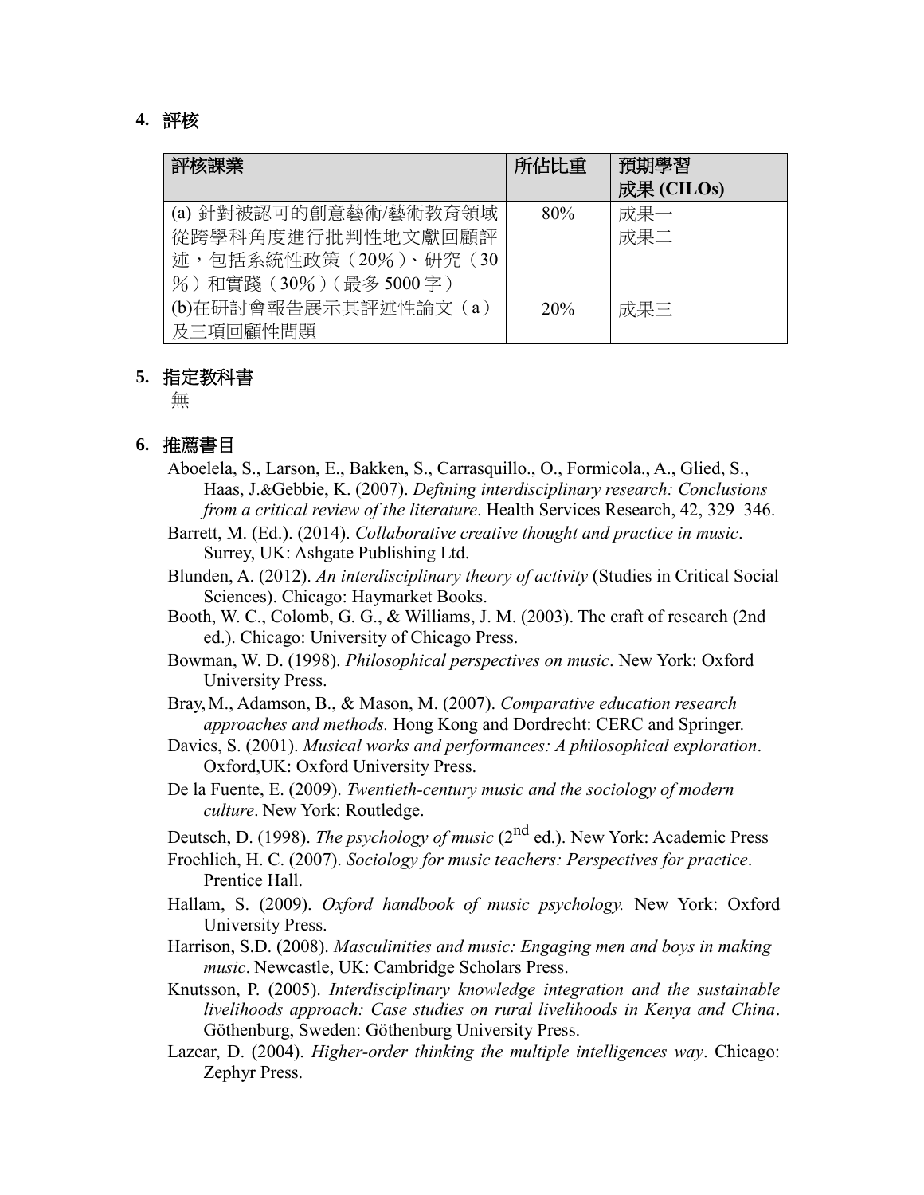## 4. 評核

| 評核課業 | 所佔比重 | 預期學習成果 (CILOs) |
| --- | --- | --- |
| (a) 針對被認可的創意藝術/藝術教育領域從跨學科角度進行批判性地文獻回顧評述，包括系統性政策（20%）、研究（30%）和實踐（30%）（最多 5000 字） | 80% | 成果一<br>成果二 |
| (b)在研討會報告展示其評述性論文（a）及三項回顧性問題 | 20% | 成果三 |

## 5. 指定教科書

無

## 6. 推薦書目

Aboelela, S., Larson, E., Bakken, S., Carrasquillo., O., Formicola., A., Glied, S., Haas, J.&Gebbie, K. (2007). *Defining interdisciplinary research: Conclusions from a critical review of the literature*. Health Services Research, 42, 329–346.

Barrett, M. (Ed.). (2014). *Collaborative creative thought and practice in music*. Surrey, UK: Ashgate Publishing Ltd.

Blunden, A. (2012). *An interdisciplinary theory of activity* (Studies in Critical Social Sciences). Chicago: Haymarket Books.

Booth, W. C., Colomb, G. G., & Williams, J. M. (2003). The craft of research (2nd ed.). Chicago: University of Chicago Press.

Bowman, W. D. (1998). *Philosophical perspectives on music*. New York: Oxford University Press.

Bray, M., Adamson, B., & Mason, M. (2007). *Comparative education research approaches and methods.* Hong Kong and Dordrecht: CERC and Springer.

Davies, S. (2001). *Musical works and performances: A philosophical exploration*. Oxford,UK: Oxford University Press.

De la Fuente, E. (2009). *Twentieth-century music and the sociology of modern culture*. New York: Routledge.

Deutsch, D. (1998). *The psychology of music* (2nd ed.). New York: Academic Press

Froehlich, H. C. (2007). *Sociology for music teachers: Perspectives for practice*. Prentice Hall.

Hallam, S. (2009). *Oxford handbook of music psychology.* New York: Oxford University Press.

Harrison, S.D. (2008). *Masculinities and music: Engaging men and boys in making music*. Newcastle, UK: Cambridge Scholars Press.

Knutsson, P. (2005). *Interdisciplinary knowledge integration and the sustainable livelihoods approach: Case studies on rural livelihoods in Kenya and China*. Göthenburg, Sweden: Göthenburg University Press.

Lazear, D. (2004). *Higher-order thinking the multiple intelligences way*. Chicago: Zephyr Press.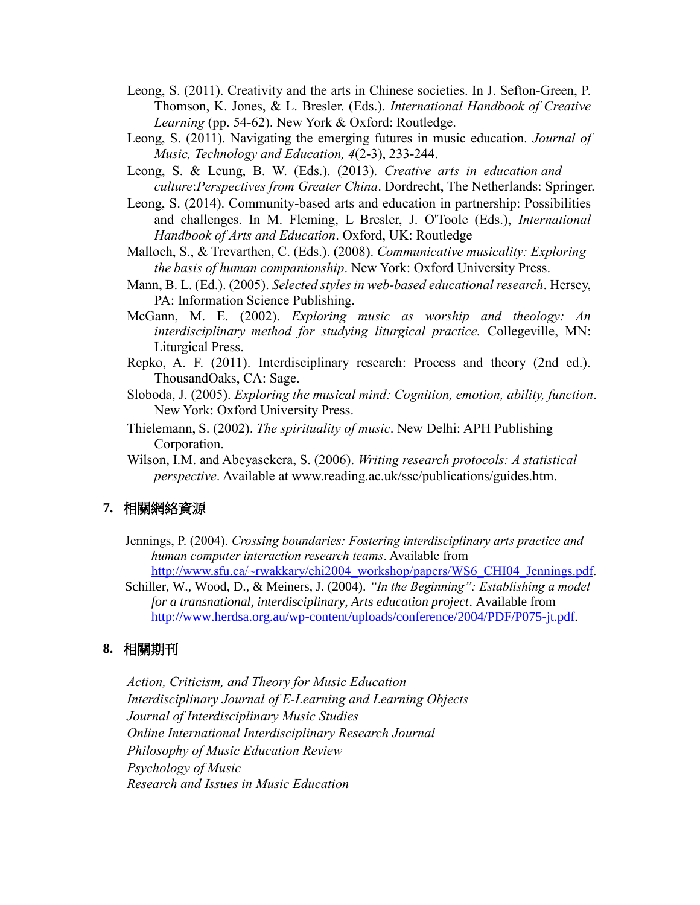Leong, S. (2011). Creativity and the arts in Chinese societies. In J. Sefton-Green, P. Thomson, K. Jones, & L. Bresler. (Eds.). *International Handbook of Creative Learning* (pp. 54-62). New York & Oxford: Routledge.

Leong, S. (2011). Navigating the emerging futures in music education. *Journal of Music, Technology and Education, 4*(2-3), 233-244.

Leong, S. & Leung, B. W. (Eds.). (2013). *Creative arts in education and culture*:*Perspectives from Greater China*. Dordrecht, The Netherlands: Springer.

Leong, S. (2014). Community-based arts and education in partnership: Possibilities and challenges. In M. Fleming, L Bresler, J. O'Toole (Eds.), *International Handbook of Arts and Education*. Oxford, UK: Routledge

Malloch, S., & Trevarthen, C. (Eds.). (2008). *Communicative musicality: Exploring the basis of human companionship*. New York: Oxford University Press.

Mann, B. L. (Ed.). (2005). *Selected styles in web-based educational research*. Hersey, PA: Information Science Publishing.

McGann, M. E. (2002). *Exploring music as worship and theology: An interdisciplinary method for studying liturgical practice.* Collegeville, MN: Liturgical Press.

Repko, A. F. (2011). Interdisciplinary research: Process and theory (2nd ed.). ThousandOaks, CA: Sage.

Sloboda, J. (2005). *Exploring the musical mind: Cognition, emotion, ability, function*. New York: Oxford University Press.

Thielemann, S. (2002). *The spirituality of music*. New Delhi: APH Publishing Corporation.

Wilson, I.M. and Abeyasekera, S. (2006). *Writing research protocols: A statistical perspective*. Available at www.reading.ac.uk/ssc/publications/guides.htm.

## 7. 相關網絡資源

Jennings, P. (2004). *Crossing boundaries: Fostering interdisciplinary arts practice and human computer interaction research teams*. Available from http://www.sfu.ca/~rwakkary/chi2004_workshop/papers/WS6_CHI04_Jennings.pdf.

Schiller, W., Wood, D., & Meiners, J. (2004). *"In the Beginning": Establishing a model for a transnational, interdisciplinary, Arts education project*. Available from http://www.herdsa.org.au/wp-content/uploads/conference/2004/PDF/P075-jt.pdf.

## 8. 相關期刊

*Action, Criticism, and Theory for Music Education*
*Interdisciplinary Journal of E-Learning and Learning Objects*
*Journal of Interdisciplinary Music Studies*
*Online International Interdisciplinary Research Journal*
*Philosophy of Music Education Review*
*Psychology of Music*
*Research and Issues in Music Education*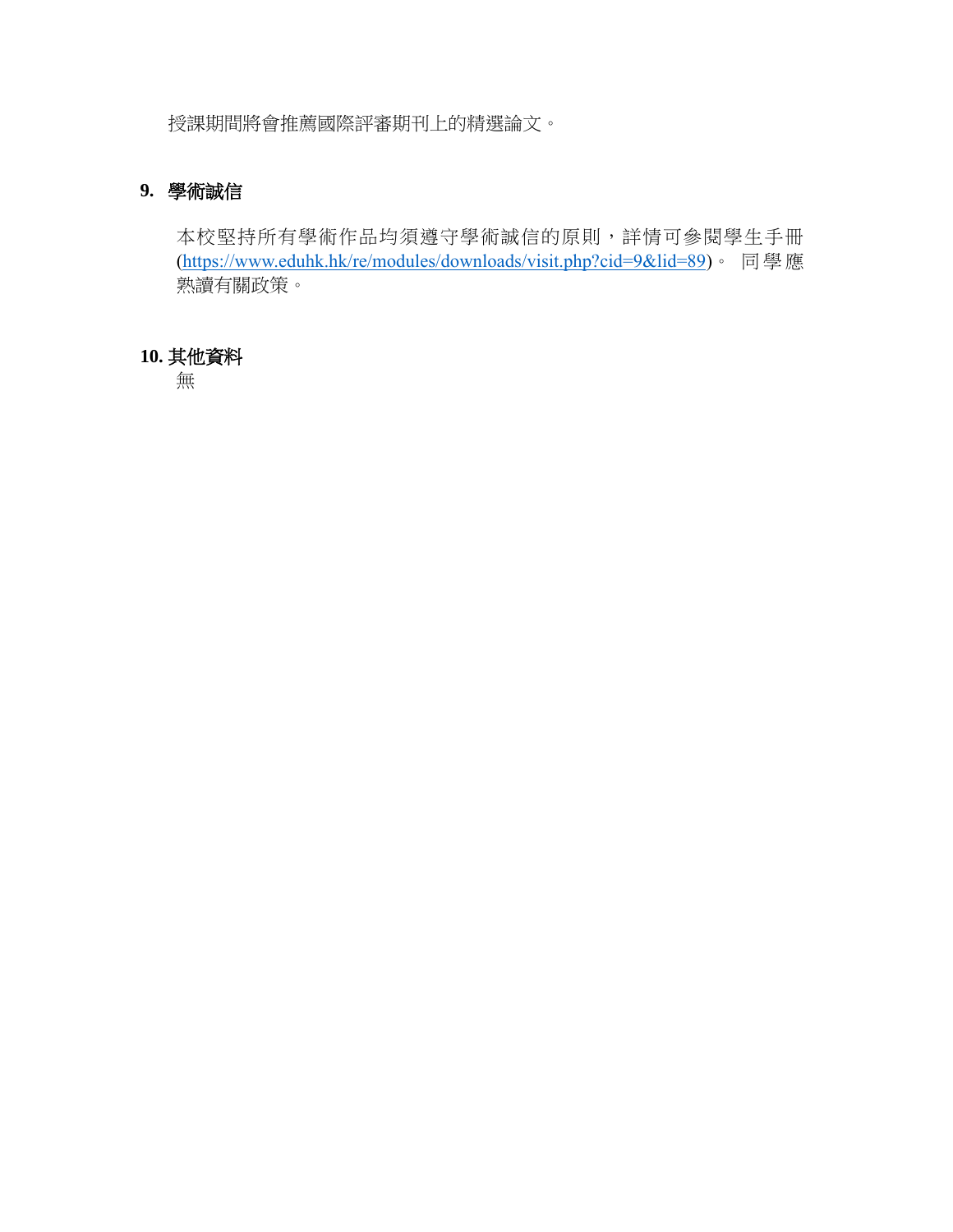授課期間將會推薦國際評審期刊上的精選論文。

## 9. 學術誠信

本校堅持所有學術作品均須遵守學術誠信的原則，詳情可參閱學生手冊(https://www.eduhk.hk/re/modules/downloads/visit.php?cid=9&lid=89)。 同學應熟讀有關政策。

## 10. 其他資料

無